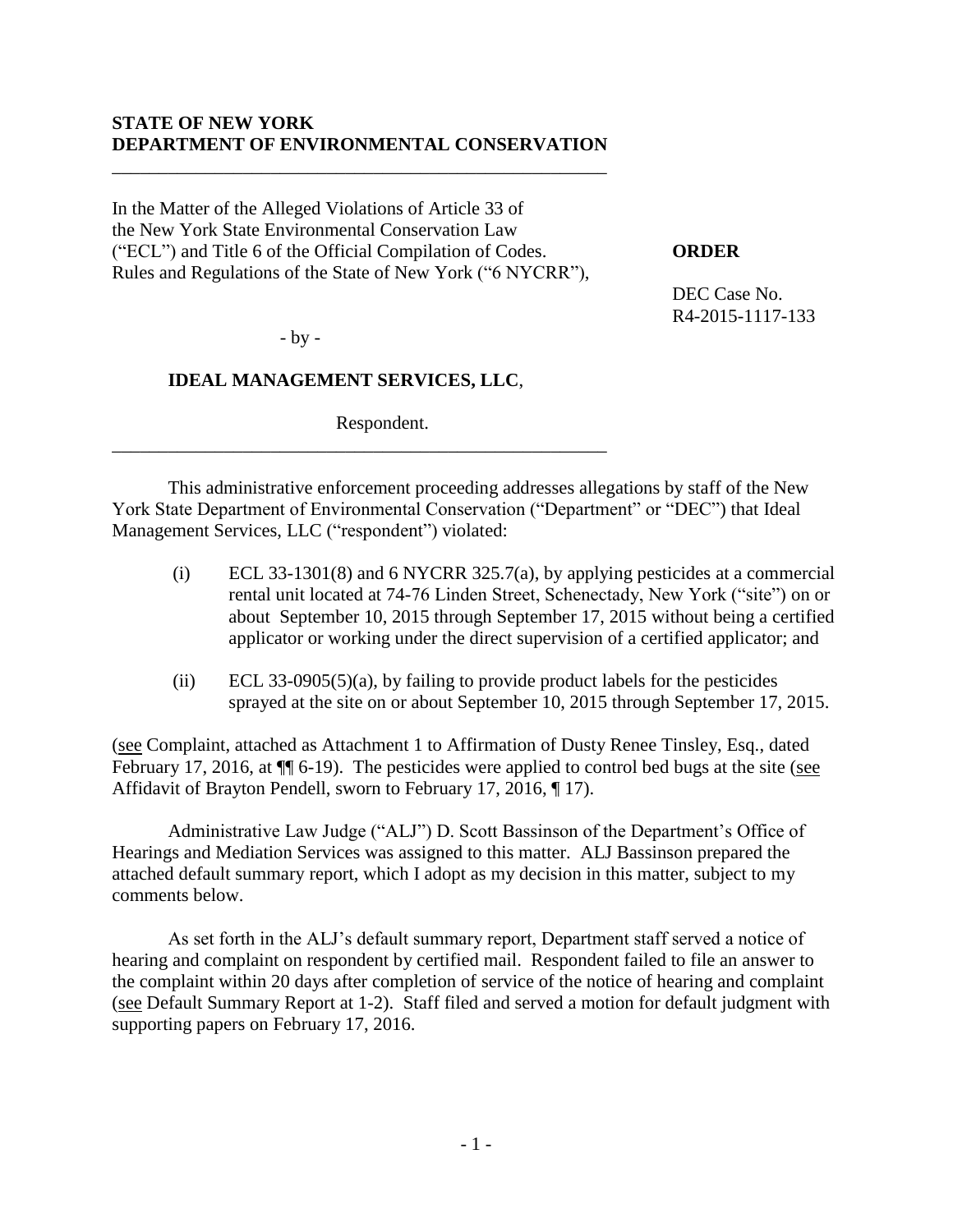**STATE OF NEW YORK**
**DEPARTMENT OF ENVIRONMENTAL CONSERVATION**

---

In the Matter of the Alleged Violations of Article 33 of the New York State Environmental Conservation Law ("ECL") and Title 6 of the Official Compilation of Codes. Rules and Regulations of the State of New York ("6 NYCRR"),

- by -

**IDEAL MANAGEMENT SERVICES, LLC**,

Respondent.

---

**ORDER**

DEC Case No.
R4-2015-1117-133

This administrative enforcement proceeding addresses allegations by staff of the New York State Department of Environmental Conservation ("Department" or "DEC") that Ideal Management Services, LLC ("respondent") violated:

(i) ECL 33-1301(8) and 6 NYCRR 325.7(a), by applying pesticides at a commercial rental unit located at 74-76 Linden Street, Schenectady, New York ("site") on or about September 10, 2015 through September 17, 2015 without being a certified applicator or working under the direct supervision of a certified applicator; and

(ii) ECL 33-0905(5)(a), by failing to provide product labels for the pesticides sprayed at the site on or about September 10, 2015 through September 17, 2015.

(see Complaint, attached as Attachment 1 to Affirmation of Dusty Renee Tinsley, Esq., dated February 17, 2016, at ¶¶ 6-19). The pesticides were applied to control bed bugs at the site (see Affidavit of Brayton Pendell, sworn to February 17, 2016, ¶ 17).

Administrative Law Judge ("ALJ") D. Scott Bassinson of the Department's Office of Hearings and Mediation Services was assigned to this matter. ALJ Bassinson prepared the attached default summary report, which I adopt as my decision in this matter, subject to my comments below.

As set forth in the ALJ's default summary report, Department staff served a notice of hearing and complaint on respondent by certified mail. Respondent failed to file an answer to the complaint within 20 days after completion of service of the notice of hearing and complaint (see Default Summary Report at 1-2). Staff filed and served a motion for default judgment with supporting papers on February 17, 2016.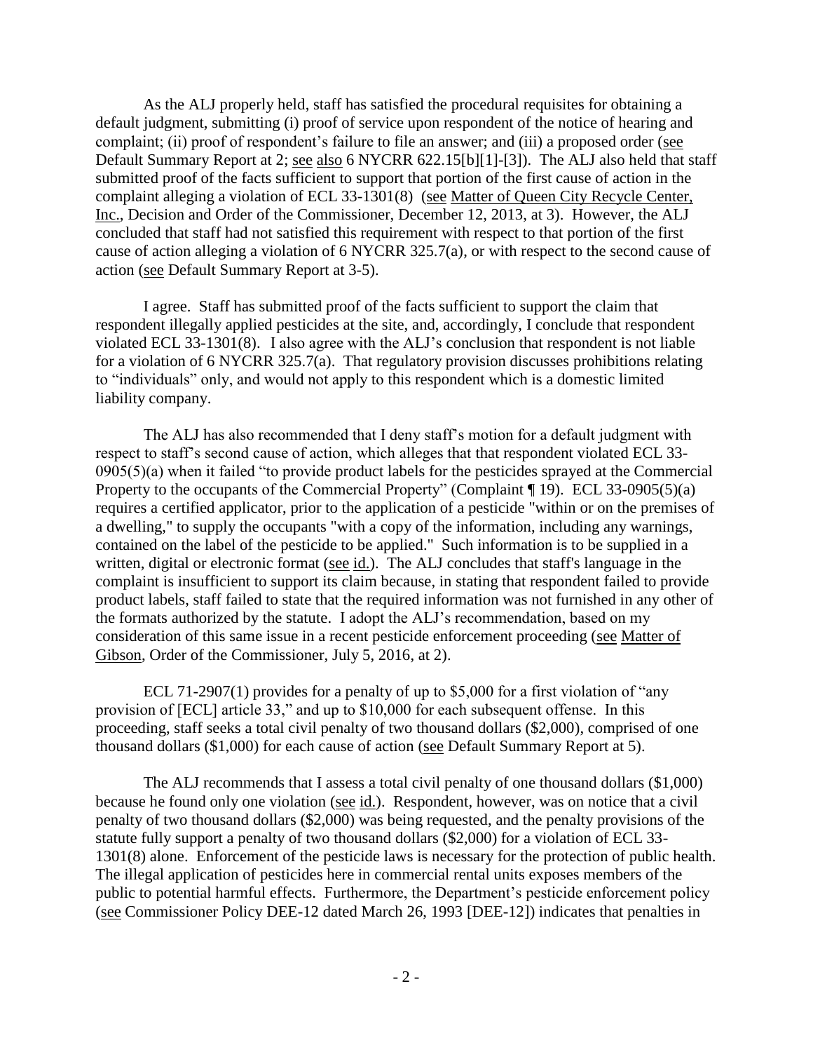As the ALJ properly held, staff has satisfied the procedural requisites for obtaining a default judgment, submitting (i) proof of service upon respondent of the notice of hearing and complaint; (ii) proof of respondent's failure to file an answer; and (iii) a proposed order (see Default Summary Report at 2; see also 6 NYCRR 622.15[b][1]-[3]). The ALJ also held that staff submitted proof of the facts sufficient to support that portion of the first cause of action in the complaint alleging a violation of ECL 33-1301(8) (see Matter of Queen City Recycle Center, Inc., Decision and Order of the Commissioner, December 12, 2013, at 3). However, the ALJ concluded that staff had not satisfied this requirement with respect to that portion of the first cause of action alleging a violation of 6 NYCRR 325.7(a), or with respect to the second cause of action (see Default Summary Report at 3-5).

I agree. Staff has submitted proof of the facts sufficient to support the claim that respondent illegally applied pesticides at the site, and, accordingly, I conclude that respondent violated ECL 33-1301(8). I also agree with the ALJ's conclusion that respondent is not liable for a violation of 6 NYCRR 325.7(a). That regulatory provision discusses prohibitions relating to "individuals" only, and would not apply to this respondent which is a domestic limited liability company.

The ALJ has also recommended that I deny staff's motion for a default judgment with respect to staff's second cause of action, which alleges that that respondent violated ECL 33-0905(5)(a) when it failed "to provide product labels for the pesticides sprayed at the Commercial Property to the occupants of the Commercial Property" (Complaint ¶ 19). ECL 33-0905(5)(a) requires a certified applicator, prior to the application of a pesticide "within or on the premises of a dwelling," to supply the occupants "with a copy of the information, including any warnings, contained on the label of the pesticide to be applied." Such information is to be supplied in a written, digital or electronic format (see id.). The ALJ concludes that staff's language in the complaint is insufficient to support its claim because, in stating that respondent failed to provide product labels, staff failed to state that the required information was not furnished in any other of the formats authorized by the statute. I adopt the ALJ's recommendation, based on my consideration of this same issue in a recent pesticide enforcement proceeding (see Matter of Gibson, Order of the Commissioner, July 5, 2016, at 2).

ECL 71-2907(1) provides for a penalty of up to $5,000 for a first violation of "any provision of [ECL] article 33," and up to $10,000 for each subsequent offense. In this proceeding, staff seeks a total civil penalty of two thousand dollars ($2,000), comprised of one thousand dollars ($1,000) for each cause of action (see Default Summary Report at 5).

The ALJ recommends that I assess a total civil penalty of one thousand dollars ($1,000) because he found only one violation (see id.). Respondent, however, was on notice that a civil penalty of two thousand dollars ($2,000) was being requested, and the penalty provisions of the statute fully support a penalty of two thousand dollars ($2,000) for a violation of ECL 33-1301(8) alone. Enforcement of the pesticide laws is necessary for the protection of public health. The illegal application of pesticides here in commercial rental units exposes members of the public to potential harmful effects. Furthermore, the Department's pesticide enforcement policy (see Commissioner Policy DEE-12 dated March 26, 1993 [DEE-12]) indicates that penalties in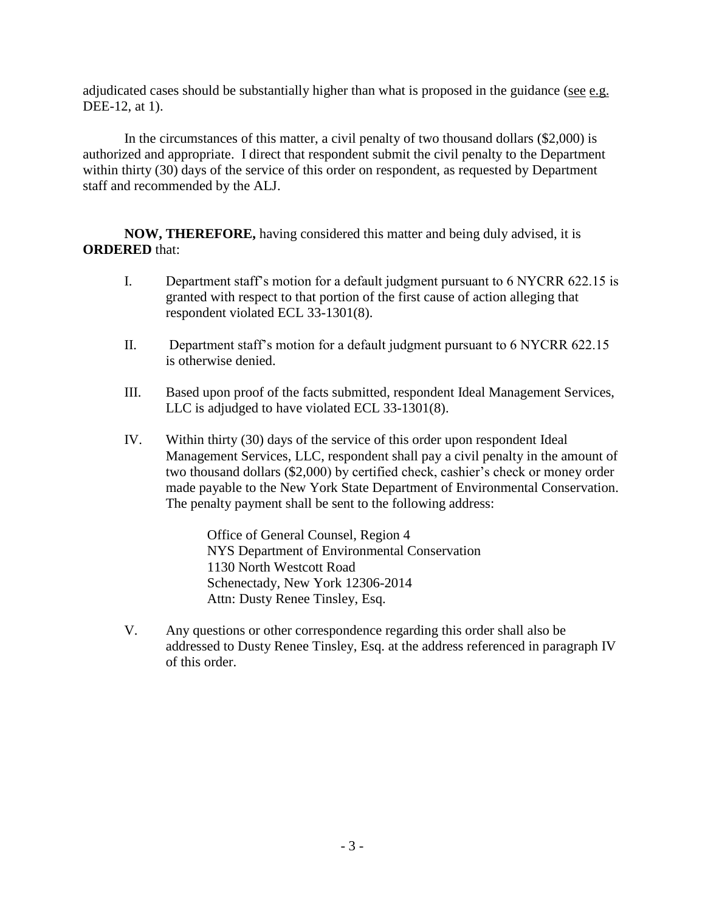adjudicated cases should be substantially higher than what is proposed in the guidance (see e.g. DEE-12, at 1).

In the circumstances of this matter, a civil penalty of two thousand dollars ($2,000) is authorized and appropriate. I direct that respondent submit the civil penalty to the Department within thirty (30) days of the service of this order on respondent, as requested by Department staff and recommended by the ALJ.

**NOW, THEREFORE,** having considered this matter and being duly advised, it is **ORDERED** that:

I. Department staff's motion for a default judgment pursuant to 6 NYCRR 622.15 is granted with respect to that portion of the first cause of action alleging that respondent violated ECL 33-1301(8).

II. Department staff's motion for a default judgment pursuant to 6 NYCRR 622.15 is otherwise denied.

III. Based upon proof of the facts submitted, respondent Ideal Management Services, LLC is adjudged to have violated ECL 33-1301(8).

IV. Within thirty (30) days of the service of this order upon respondent Ideal Management Services, LLC, respondent shall pay a civil penalty in the amount of two thousand dollars ($2,000) by certified check, cashier's check or money order made payable to the New York State Department of Environmental Conservation. The penalty payment shall be sent to the following address:

   Office of General Counsel, Region 4
   NYS Department of Environmental Conservation
   1130 North Westcott Road
   Schenectady, New York 12306-2014
   Attn: Dusty Renee Tinsley, Esq.

V. Any questions or other correspondence regarding this order shall also be addressed to Dusty Renee Tinsley, Esq. at the address referenced in paragraph IV of this order.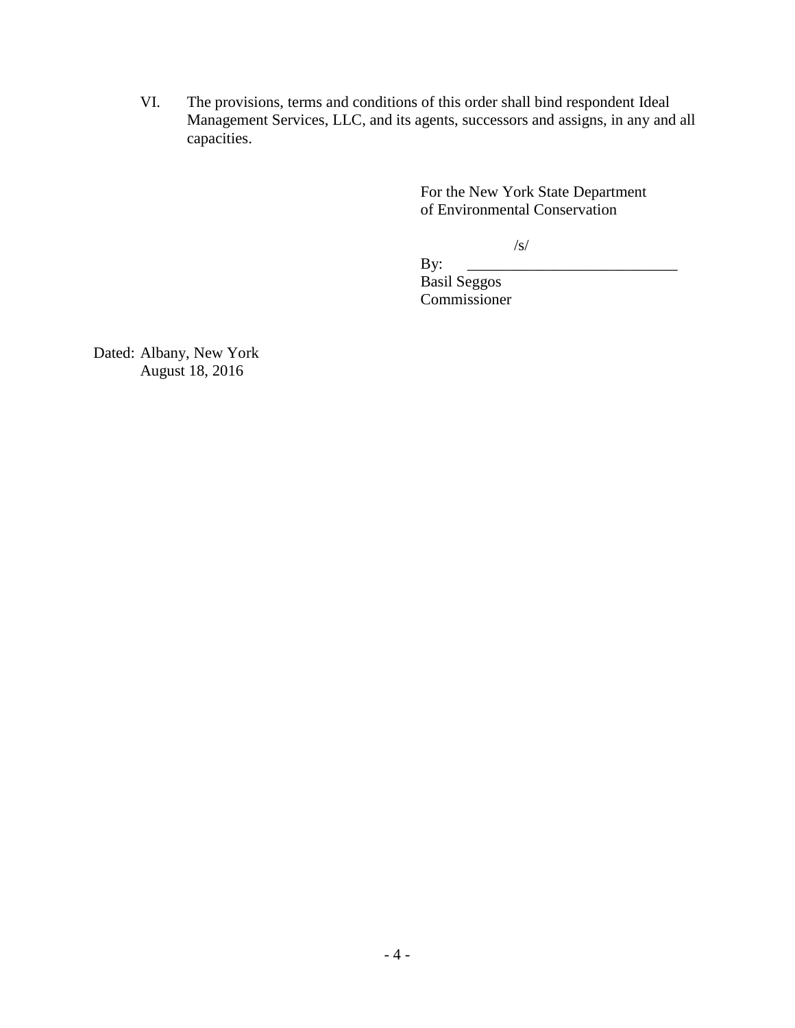VI. The provisions, terms and conditions of this order shall bind respondent Ideal Management Services, LLC, and its agents, successors and assigns, in any and all capacities.

For the New York State Department
of Environmental Conservation

/s/

By: ___________________________
Basil Seggos
Commissioner

Dated: Albany, New York
August 18, 2016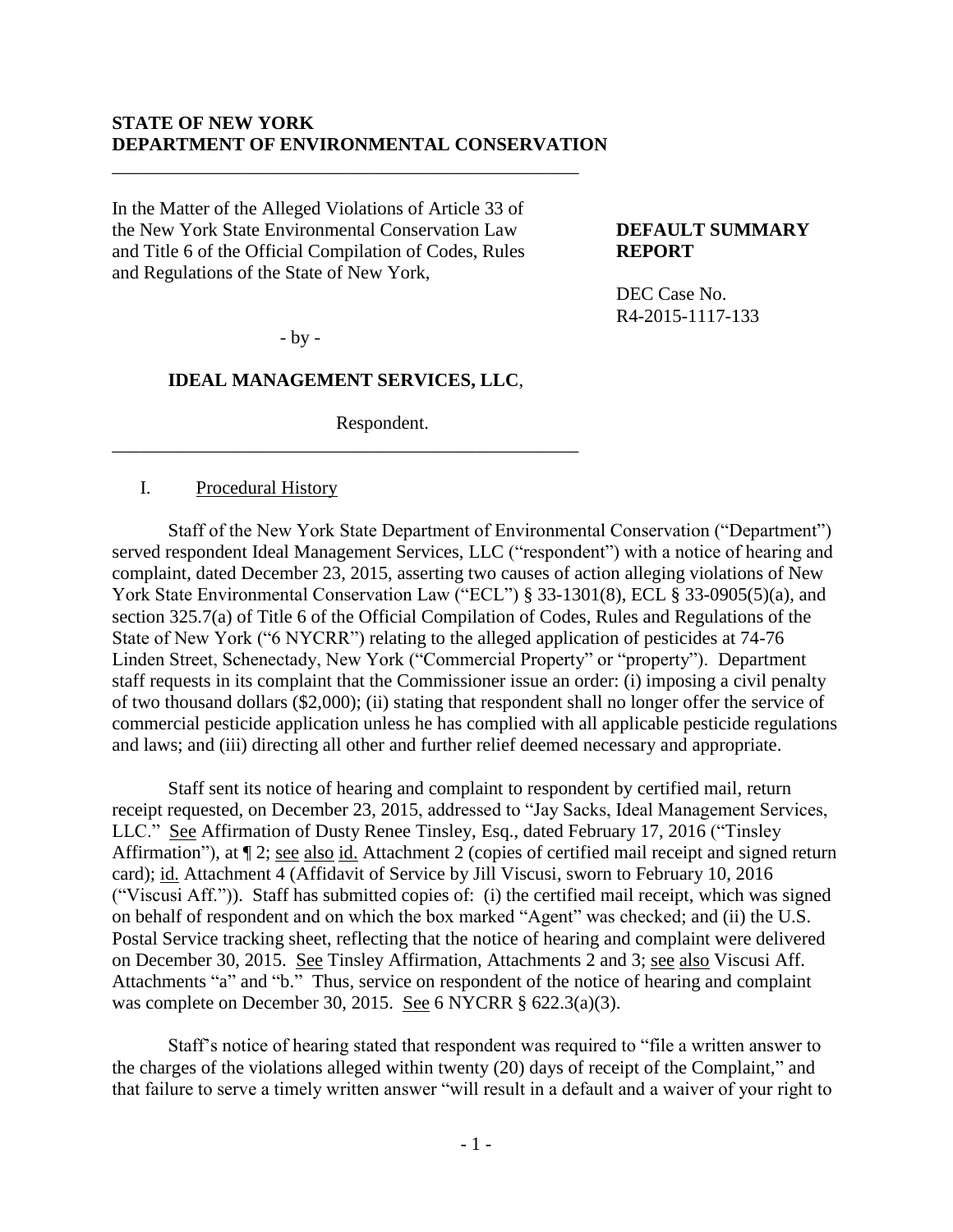**STATE OF NEW YORK**
**DEPARTMENT OF ENVIRONMENTAL CONSERVATION**

---

In the Matter of the Alleged Violations of Article 33 of the New York State Environmental Conservation Law and Title 6 of the Official Compilation of Codes, Rules and Regulations of the State of New York,

- by -

**IDEAL MANAGEMENT SERVICES, LLC**,

Respondent.

---

**DEFAULT SUMMARY REPORT**

DEC Case No. R4-2015-1117-133

## I. Procedural History

Staff of the New York State Department of Environmental Conservation ("Department") served respondent Ideal Management Services, LLC ("respondent") with a notice of hearing and complaint, dated December 23, 2015, asserting two causes of action alleging violations of New York State Environmental Conservation Law ("ECL") § 33-1301(8), ECL § 33-0905(5)(a), and section 325.7(a) of Title 6 of the Official Compilation of Codes, Rules and Regulations of the State of New York ("6 NYCRR") relating to the alleged application of pesticides at 74-76 Linden Street, Schenectady, New York ("Commercial Property" or "property"). Department staff requests in its complaint that the Commissioner issue an order: (i) imposing a civil penalty of two thousand dollars ($2,000); (ii) stating that respondent shall no longer offer the service of commercial pesticide application unless he has complied with all applicable pesticide regulations and laws; and (iii) directing all other and further relief deemed necessary and appropriate.

Staff sent its notice of hearing and complaint to respondent by certified mail, return receipt requested, on December 23, 2015, addressed to "Jay Sacks, Ideal Management Services, LLC." See Affirmation of Dusty Renee Tinsley, Esq., dated February 17, 2016 ("Tinsley Affirmation"), at ¶ 2; see also id. Attachment 2 (copies of certified mail receipt and signed return card); id. Attachment 4 (Affidavit of Service by Jill Viscusi, sworn to February 10, 2016 ("Viscusi Aff.")). Staff has submitted copies of: (i) the certified mail receipt, which was signed on behalf of respondent and on which the box marked "Agent" was checked; and (ii) the U.S. Postal Service tracking sheet, reflecting that the notice of hearing and complaint were delivered on December 30, 2015. See Tinsley Affirmation, Attachments 2 and 3; see also Viscusi Aff. Attachments "a" and "b." Thus, service on respondent of the notice of hearing and complaint was complete on December 30, 2015. See 6 NYCRR § 622.3(a)(3).

Staff's notice of hearing stated that respondent was required to "file a written answer to the charges of the violations alleged within twenty (20) days of receipt of the Complaint," and that failure to serve a timely written answer "will result in a default and a waiver of your right to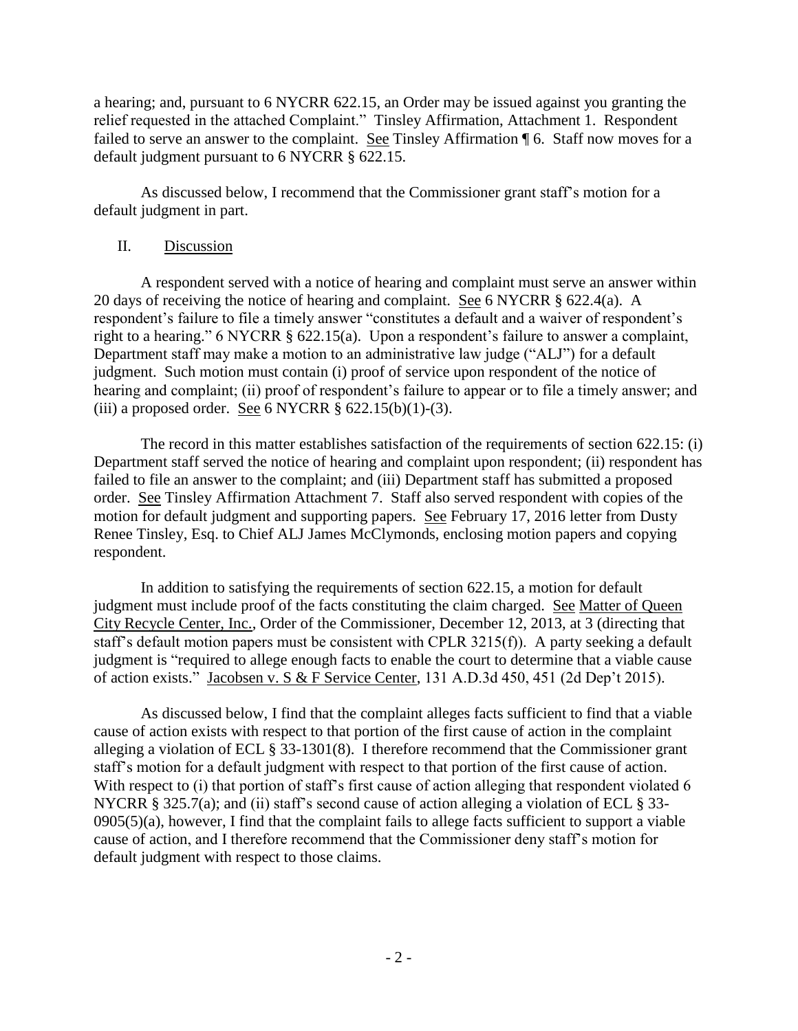a hearing; and, pursuant to 6 NYCRR 622.15, an Order may be issued against you granting the relief requested in the attached Complaint." Tinsley Affirmation, Attachment 1. Respondent failed to serve an answer to the complaint. See Tinsley Affirmation ¶ 6. Staff now moves for a default judgment pursuant to 6 NYCRR § 622.15.

As discussed below, I recommend that the Commissioner grant staff's motion for a default judgment in part.

## II. Discussion

A respondent served with a notice of hearing and complaint must serve an answer within 20 days of receiving the notice of hearing and complaint. See 6 NYCRR § 622.4(a). A respondent's failure to file a timely answer "constitutes a default and a waiver of respondent's right to a hearing." 6 NYCRR § 622.15(a). Upon a respondent's failure to answer a complaint, Department staff may make a motion to an administrative law judge ("ALJ") for a default judgment. Such motion must contain (i) proof of service upon respondent of the notice of hearing and complaint; (ii) proof of respondent's failure to appear or to file a timely answer; and (iii) a proposed order. See 6 NYCRR § 622.15(b)(1)-(3).

The record in this matter establishes satisfaction of the requirements of section 622.15: (i) Department staff served the notice of hearing and complaint upon respondent; (ii) respondent has failed to file an answer to the complaint; and (iii) Department staff has submitted a proposed order. See Tinsley Affirmation Attachment 7. Staff also served respondent with copies of the motion for default judgment and supporting papers. See February 17, 2016 letter from Dusty Renee Tinsley, Esq. to Chief ALJ James McClymonds, enclosing motion papers and copying respondent.

In addition to satisfying the requirements of section 622.15, a motion for default judgment must include proof of the facts constituting the claim charged. See Matter of Queen City Recycle Center, Inc., Order of the Commissioner, December 12, 2013, at 3 (directing that staff's default motion papers must be consistent with CPLR 3215(f)). A party seeking a default judgment is "required to allege enough facts to enable the court to determine that a viable cause of action exists." Jacobsen v. S & F Service Center, 131 A.D.3d 450, 451 (2d Dep't 2015).

As discussed below, I find that the complaint alleges facts sufficient to find that a viable cause of action exists with respect to that portion of the first cause of action in the complaint alleging a violation of ECL § 33-1301(8). I therefore recommend that the Commissioner grant staff's motion for a default judgment with respect to that portion of the first cause of action. With respect to (i) that portion of staff's first cause of action alleging that respondent violated 6 NYCRR § 325.7(a); and (ii) staff's second cause of action alleging a violation of ECL § 33-0905(5)(a), however, I find that the complaint fails to allege facts sufficient to support a viable cause of action, and I therefore recommend that the Commissioner deny staff's motion for default judgment with respect to those claims.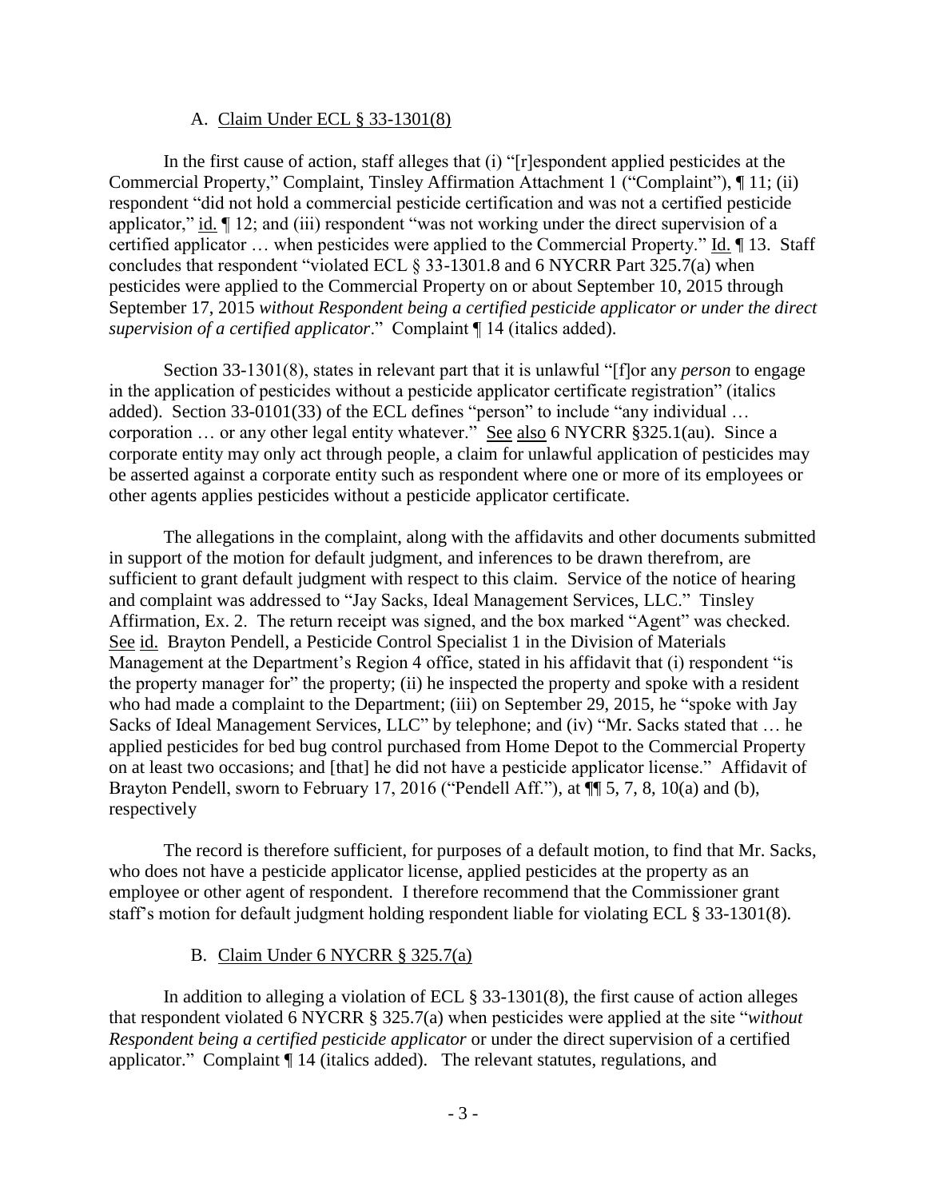### A. Claim Under ECL § 33-1301(8)

In the first cause of action, staff alleges that (i) "[r]espondent applied pesticides at the Commercial Property," Complaint, Tinsley Affirmation Attachment 1 ("Complaint"), ¶ 11; (ii) respondent "did not hold a commercial pesticide certification and was not a certified pesticide applicator," id. ¶ 12; and (iii) respondent "was not working under the direct supervision of a certified applicator … when pesticides were applied to the Commercial Property." Id. ¶ 13. Staff concludes that respondent "violated ECL § 33-1301.8 and 6 NYCRR Part 325.7(a) when pesticides were applied to the Commercial Property on or about September 10, 2015 through September 17, 2015 *without Respondent being a certified pesticide applicator or under the direct supervision of a certified applicator*." Complaint ¶ 14 (italics added).

Section 33-1301(8), states in relevant part that it is unlawful "[f]or any *person* to engage in the application of pesticides without a pesticide applicator certificate registration" (italics added). Section 33-0101(33) of the ECL defines "person" to include "any individual … corporation … or any other legal entity whatever." See also 6 NYCRR §325.1(au). Since a corporate entity may only act through people, a claim for unlawful application of pesticides may be asserted against a corporate entity such as respondent where one or more of its employees or other agents applies pesticides without a pesticide applicator certificate.

The allegations in the complaint, along with the affidavits and other documents submitted in support of the motion for default judgment, and inferences to be drawn therefrom, are sufficient to grant default judgment with respect to this claim. Service of the notice of hearing and complaint was addressed to "Jay Sacks, Ideal Management Services, LLC." Tinsley Affirmation, Ex. 2. The return receipt was signed, and the box marked "Agent" was checked. See id. Brayton Pendell, a Pesticide Control Specialist 1 in the Division of Materials Management at the Department's Region 4 office, stated in his affidavit that (i) respondent "is the property manager for" the property; (ii) he inspected the property and spoke with a resident who had made a complaint to the Department; (iii) on September 29, 2015, he "spoke with Jay Sacks of Ideal Management Services, LLC" by telephone; and (iv) "Mr. Sacks stated that … he applied pesticides for bed bug control purchased from Home Depot to the Commercial Property on at least two occasions; and [that] he did not have a pesticide applicator license." Affidavit of Brayton Pendell, sworn to February 17, 2016 ("Pendell Aff."), at ¶¶ 5, 7, 8, 10(a) and (b), respectively

The record is therefore sufficient, for purposes of a default motion, to find that Mr. Sacks, who does not have a pesticide applicator license, applied pesticides at the property as an employee or other agent of respondent. I therefore recommend that the Commissioner grant staff's motion for default judgment holding respondent liable for violating ECL § 33-1301(8).

### B. Claim Under 6 NYCRR § 325.7(a)

In addition to alleging a violation of ECL § 33-1301(8), the first cause of action alleges that respondent violated 6 NYCRR § 325.7(a) when pesticides were applied at the site "*without Respondent being a certified pesticide applicator* or under the direct supervision of a certified applicator." Complaint ¶ 14 (italics added). The relevant statutes, regulations, and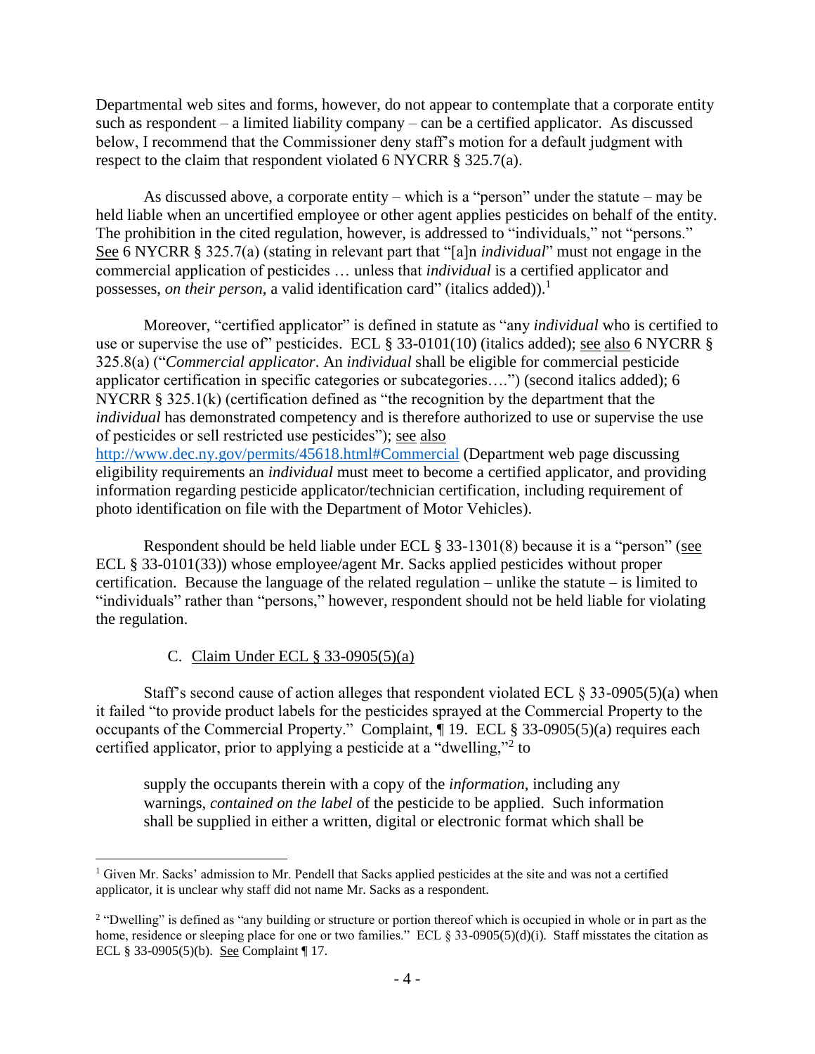Departmental web sites and forms, however, do not appear to contemplate that a corporate entity such as respondent – a limited liability company – can be a certified applicator. As discussed below, I recommend that the Commissioner deny staff's motion for a default judgment with respect to the claim that respondent violated 6 NYCRR § 325.7(a).

As discussed above, a corporate entity – which is a "person" under the statute – may be held liable when an uncertified employee or other agent applies pesticides on behalf of the entity. The prohibition in the cited regulation, however, is addressed to "individuals," not "persons." See 6 NYCRR § 325.7(a) (stating in relevant part that "[a]n *individual*" must not engage in the commercial application of pesticides … unless that *individual* is a certified applicator and possesses, *on their person*, a valid identification card" (italics added)).[1]

Moreover, "certified applicator" is defined in statute as "any *individual* who is certified to use or supervise the use of" pesticides. ECL § 33-0101(10) (italics added); see also 6 NYCRR § 325.8(a) ("*Commercial applicator*. An *individual* shall be eligible for commercial pesticide applicator certification in specific categories or subcategories….") (second italics added); 6 NYCRR § 325.1(k) (certification defined as "the recognition by the department that the *individual* has demonstrated competency and is therefore authorized to use or supervise the use of pesticides or sell restricted use pesticides"); see also http://www.dec.ny.gov/permits/45618.html#Commercial (Department web page discussing eligibility requirements an *individual* must meet to become a certified applicator, and providing information regarding pesticide applicator/technician certification, including requirement of photo identification on file with the Department of Motor Vehicles).

Respondent should be held liable under ECL § 33-1301(8) because it is a "person" (see ECL § 33-0101(33)) whose employee/agent Mr. Sacks applied pesticides without proper certification. Because the language of the related regulation – unlike the statute – is limited to "individuals" rather than "persons," however, respondent should not be held liable for violating the regulation.

### C. Claim Under ECL § 33-0905(5)(a)

Staff's second cause of action alleges that respondent violated ECL § 33-0905(5)(a) when it failed "to provide product labels for the pesticides sprayed at the Commercial Property to the occupants of the Commercial Property." Complaint, ¶ 19. ECL § 33-0905(5)(a) requires each certified applicator, prior to applying a pesticide at a "dwelling,"[2] to

> supply the occupants therein with a copy of the *information*, including any warnings, *contained on the label* of the pesticide to be applied. Such information shall be supplied in either a written, digital or electronic format which shall be

---

[1] Given Mr. Sacks' admission to Mr. Pendell that Sacks applied pesticides at the site and was not a certified applicator, it is unclear why staff did not name Mr. Sacks as a respondent.

[2] "Dwelling" is defined as "any building or structure or portion thereof which is occupied in whole or in part as the home, residence or sleeping place for one or two families." ECL § 33-0905(5)(d)(i). Staff misstates the citation as ECL § 33-0905(5)(b). See Complaint ¶ 17.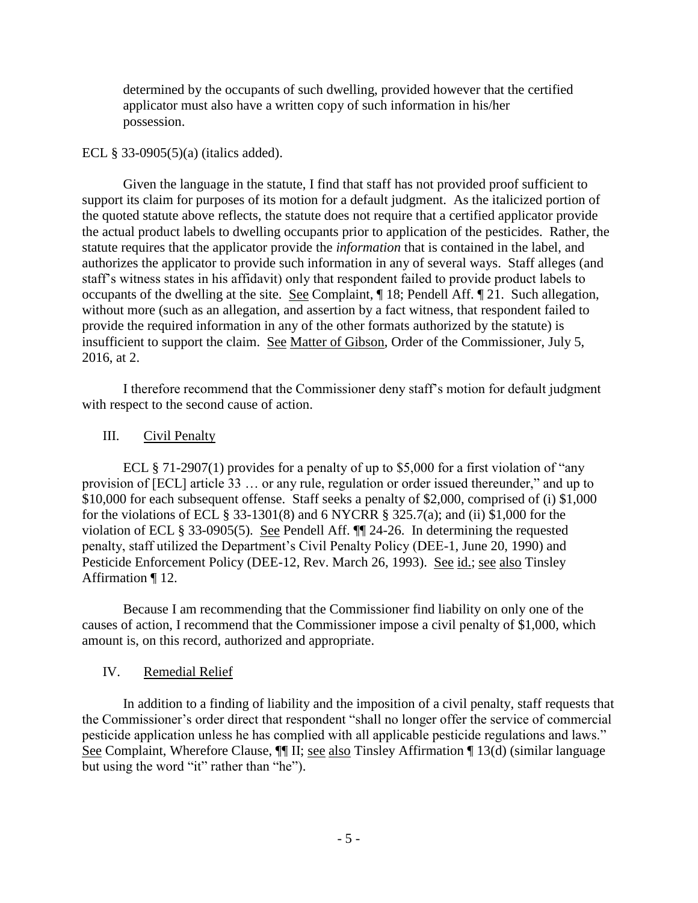determined by the occupants of such dwelling, provided however that the certified applicator must also have a written copy of such information in his/her possession.

ECL § 33-0905(5)(a) (italics added).

Given the language in the statute, I find that staff has not provided proof sufficient to support its claim for purposes of its motion for a default judgment. As the italicized portion of the quoted statute above reflects, the statute does not require that a certified applicator provide the actual product labels to dwelling occupants prior to application of the pesticides. Rather, the statute requires that the applicator provide the *information* that is contained in the label, and authorizes the applicator to provide such information in any of several ways. Staff alleges (and staff's witness states in his affidavit) only that respondent failed to provide product labels to occupants of the dwelling at the site. See Complaint, ¶ 18; Pendell Aff. ¶ 21. Such allegation, without more (such as an allegation, and assertion by a fact witness, that respondent failed to provide the required information in any of the other formats authorized by the statute) is insufficient to support the claim. See Matter of Gibson, Order of the Commissioner, July 5, 2016, at 2.

I therefore recommend that the Commissioner deny staff's motion for default judgment with respect to the second cause of action.

## III. Civil Penalty

ECL § 71-2907(1) provides for a penalty of up to \$5,000 for a first violation of "any provision of [ECL] article 33 … or any rule, regulation or order issued thereunder," and up to \$10,000 for each subsequent offense. Staff seeks a penalty of \$2,000, comprised of (i) \$1,000 for the violations of ECL § 33-1301(8) and 6 NYCRR § 325.7(a); and (ii) \$1,000 for the violation of ECL § 33-0905(5). See Pendell Aff. ¶¶ 24-26. In determining the requested penalty, staff utilized the Department's Civil Penalty Policy (DEE-1, June 20, 1990) and Pesticide Enforcement Policy (DEE-12, Rev. March 26, 1993). See id.; see also Tinsley Affirmation ¶ 12.

Because I am recommending that the Commissioner find liability on only one of the causes of action, I recommend that the Commissioner impose a civil penalty of \$1,000, which amount is, on this record, authorized and appropriate.

## IV. Remedial Relief

In addition to a finding of liability and the imposition of a civil penalty, staff requests that the Commissioner's order direct that respondent "shall no longer offer the service of commercial pesticide application unless he has complied with all applicable pesticide regulations and laws." See Complaint, Wherefore Clause, ¶¶ II; see also Tinsley Affirmation ¶ 13(d) (similar language but using the word "it" rather than "he").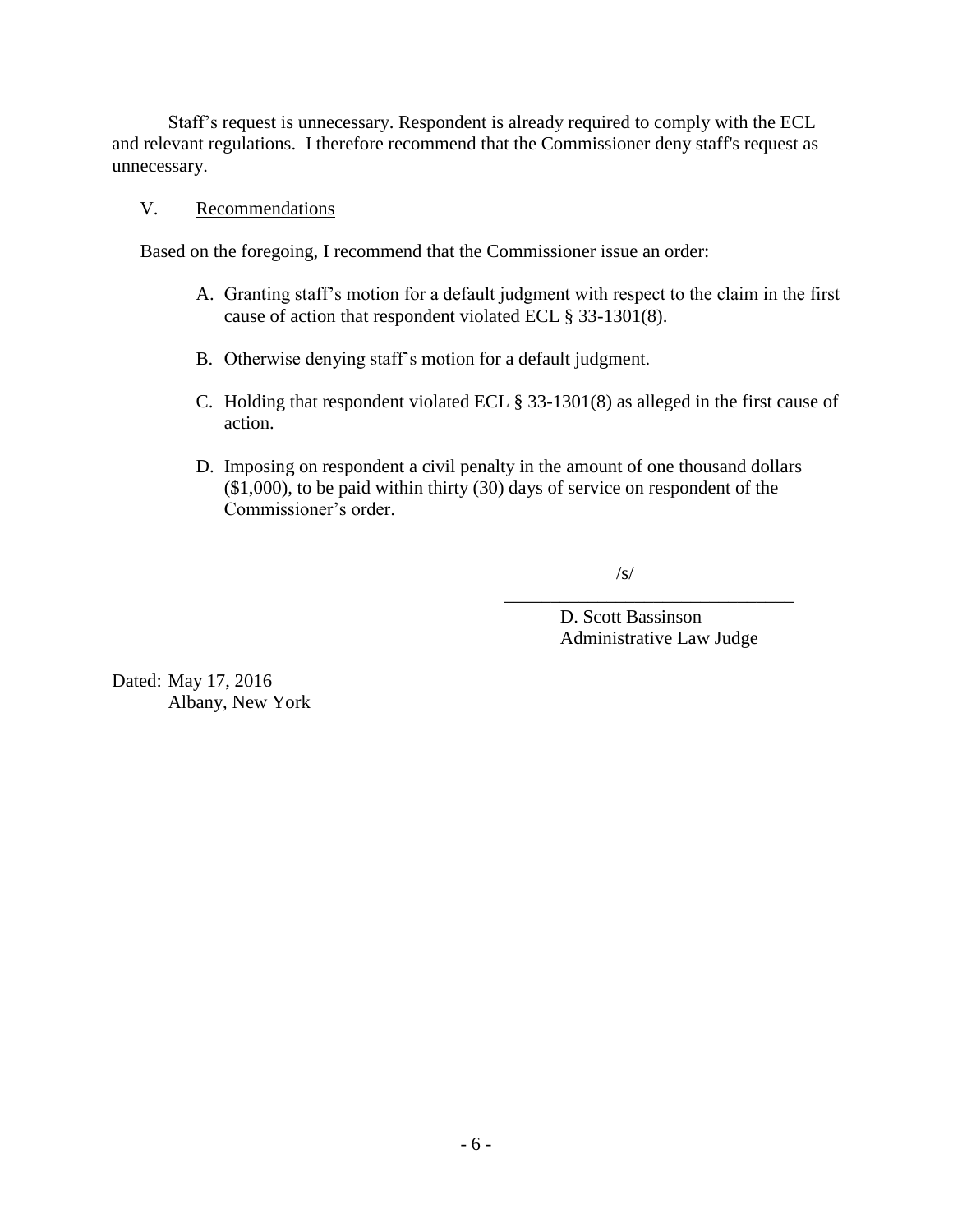Staff's request is unnecessary. Respondent is already required to comply with the ECL and relevant regulations. I therefore recommend that the Commissioner deny staff's request as unnecessary.

## V. Recommendations

Based on the foregoing, I recommend that the Commissioner issue an order:

A. Granting staff's motion for a default judgment with respect to the claim in the first cause of action that respondent violated ECL § 33-1301(8).

B. Otherwise denying staff's motion for a default judgment.

C. Holding that respondent violated ECL § 33-1301(8) as alleged in the first cause of action.

D. Imposing on respondent a civil penalty in the amount of one thousand dollars ($1,000), to be paid within thirty (30) days of service on respondent of the Commissioner's order.

/s/

\_\_\_\_\_\_\_\_\_\_\_\_\_\_\_\_\_\_\_\_\_\_\_\_\_\_\_\_\_\_\_\_

D. Scott Bassinson
Administrative Law Judge

Dated: May 17, 2016
Albany, New York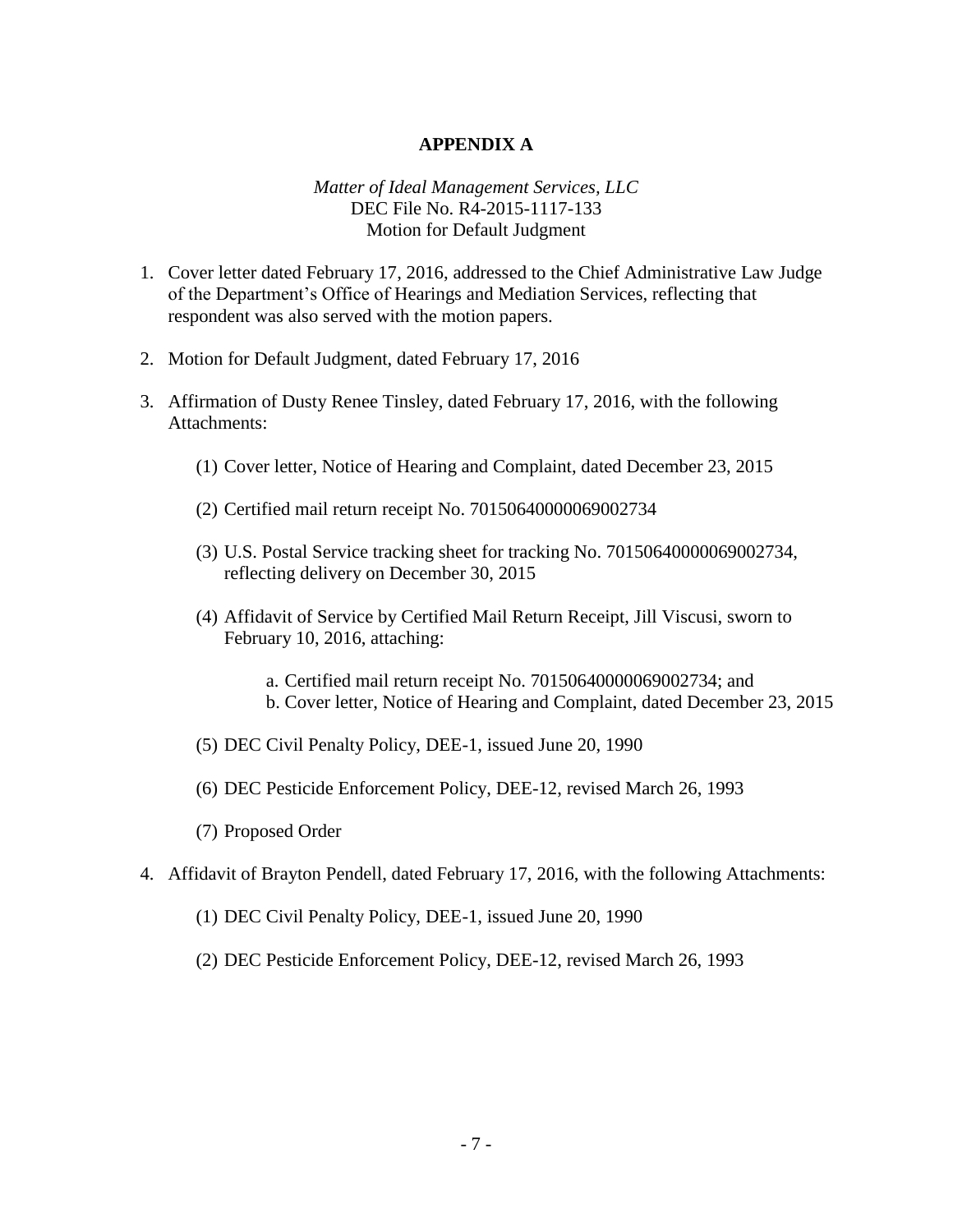# APPENDIX A

*Matter of Ideal Management Services, LLC*
DEC File No. R4-2015-1117-133
Motion for Default Judgment

1. Cover letter dated February 17, 2016, addressed to the Chief Administrative Law Judge of the Department's Office of Hearings and Mediation Services, reflecting that respondent was also served with the motion papers.

2. Motion for Default Judgment, dated February 17, 2016

3. Affirmation of Dusty Renee Tinsley, dated February 17, 2016, with the following Attachments:

   (1) Cover letter, Notice of Hearing and Complaint, dated December 23, 2015

   (2) Certified mail return receipt No. 70150640000069002734

   (3) U.S. Postal Service tracking sheet for tracking No. 70150640000069002734, reflecting delivery on December 30, 2015

   (4) Affidavit of Service by Certified Mail Return Receipt, Jill Viscusi, sworn to February 10, 2016, attaching:

      a. Certified mail return receipt No. 70150640000069002734; and
      b. Cover letter, Notice of Hearing and Complaint, dated December 23, 2015

   (5) DEC Civil Penalty Policy, DEE-1, issued June 20, 1990

   (6) DEC Pesticide Enforcement Policy, DEE-12, revised March 26, 1993

   (7) Proposed Order

4. Affidavit of Brayton Pendell, dated February 17, 2016, with the following Attachments:

   (1) DEC Civil Penalty Policy, DEE-1, issued June 20, 1990

   (2) DEC Pesticide Enforcement Policy, DEE-12, revised March 26, 1993